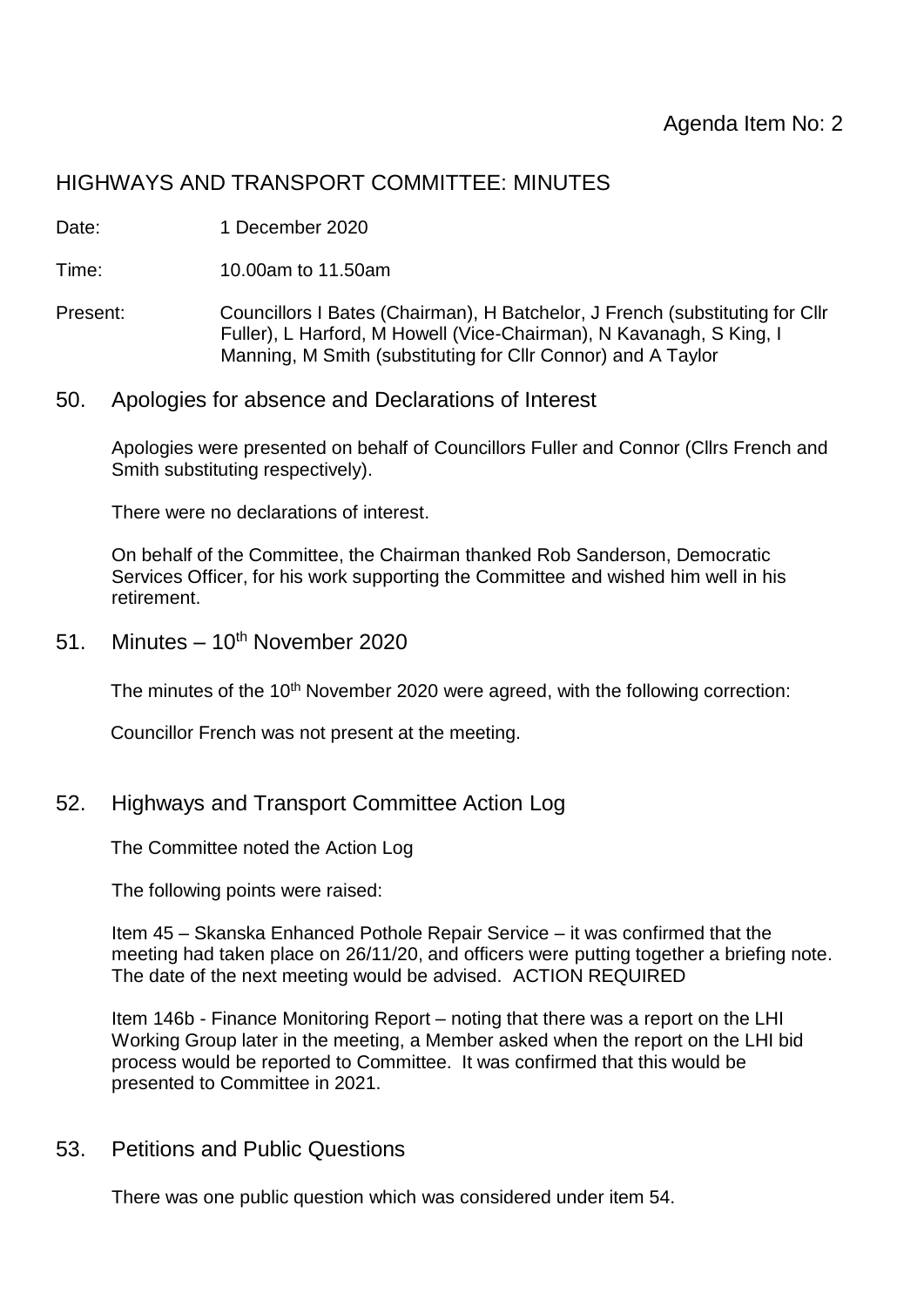Agenda Item No: 2

# HIGHWAYS AND TRANSPORT COMMITTEE: MINUTES

Date: 1 December 2020

Time: 10.00am to 11.50am

Present: Councillors I Bates (Chairman), H Batchelor, J French (substituting for Cllr Fuller), L Harford, M Howell (Vice-Chairman), N Kavanagh, S King, I Manning, M Smith (substituting for Cllr Connor) and A Taylor

## 50. Apologies for absence and Declarations of Interest

Apologies were presented on behalf of Councillors Fuller and Connor (Cllrs French and Smith substituting respectively).

There were no declarations of interest.

On behalf of the Committee, the Chairman thanked Rob Sanderson, Democratic Services Officer, for his work supporting the Committee and wished him well in his retirement.

## 51. Minutes – 10th November 2020

The minutes of the 10th November 2020 were agreed, with the following correction:

Councillor French was not present at the meeting.

## 52. Highways and Transport Committee Action Log

The Committee noted the Action Log

The following points were raised:

Item 45 – Skanska Enhanced Pothole Repair Service – it was confirmed that the meeting had taken place on 26/11/20, and officers were putting together a briefing note. The date of the next meeting would be advised. ACTION REQUIRED

Item 146b - Finance Monitoring Report – noting that there was a report on the LHI Working Group later in the meeting, a Member asked when the report on the LHI bid process would be reported to Committee. It was confirmed that this would be presented to Committee in 2021.

## 53. Petitions and Public Questions

There was one public question which was considered under item 54.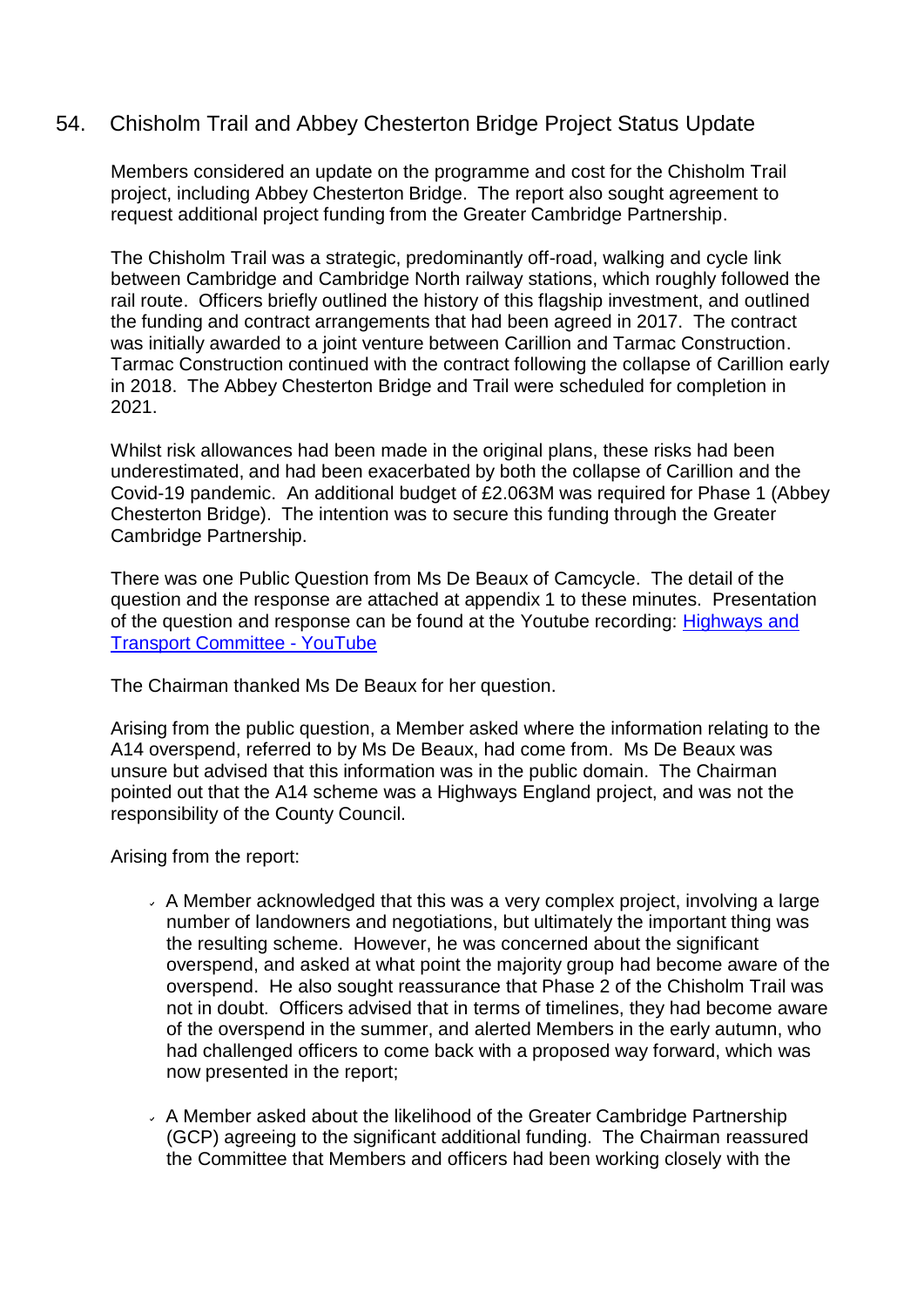## 54. Chisholm Trail and Abbey Chesterton Bridge Project Status Update

Members considered an update on the programme and cost for the Chisholm Trail project, including Abbey Chesterton Bridge. The report also sought agreement to request additional project funding from the Greater Cambridge Partnership.

The Chisholm Trail was a strategic, predominantly off-road, walking and cycle link between Cambridge and Cambridge North railway stations, which roughly followed the rail route. Officers briefly outlined the history of this flagship investment, and outlined the funding and contract arrangements that had been agreed in 2017. The contract was initially awarded to a joint venture between Carillion and Tarmac Construction. Tarmac Construction continued with the contract following the collapse of Carillion early in 2018. The Abbey Chesterton Bridge and Trail were scheduled for completion in 2021.

Whilst risk allowances had been made in the original plans, these risks had been underestimated, and had been exacerbated by both the collapse of Carillion and the Covid-19 pandemic. An additional budget of £2.063M was required for Phase 1 (Abbey Chesterton Bridge). The intention was to secure this funding through the Greater Cambridge Partnership.

There was one Public Question from Ms De Beaux of Camcycle. The detail of the question and the response are attached at appendix 1 to these minutes. Presentation of the question and response can be found at the Youtube recording: [Highways and Transport Committee - YouTube]

The Chairman thanked Ms De Beaux for her question.

Arising from the public question, a Member asked where the information relating to the A14 overspend, referred to by Ms De Beaux, had come from. Ms De Beaux was unsure but advised that this information was in the public domain. The Chairman pointed out that the A14 scheme was a Highways England project, and was not the responsibility of the County Council.

Arising from the report:

- A Member acknowledged that this was a very complex project, involving a large number of landowners and negotiations, but ultimately the important thing was the resulting scheme. However, he was concerned about the significant overspend, and asked at what point the majority group had become aware of the overspend. He also sought reassurance that Phase 2 of the Chisholm Trail was not in doubt. Officers advised that in terms of timelines, they had become aware of the overspend in the summer, and alerted Members in the early autumn, who had challenged officers to come back with a proposed way forward, which was now presented in the report;

- A Member asked about the likelihood of the Greater Cambridge Partnership (GCP) agreeing to the significant additional funding. The Chairman reassured the Committee that Members and officers had been working closely with the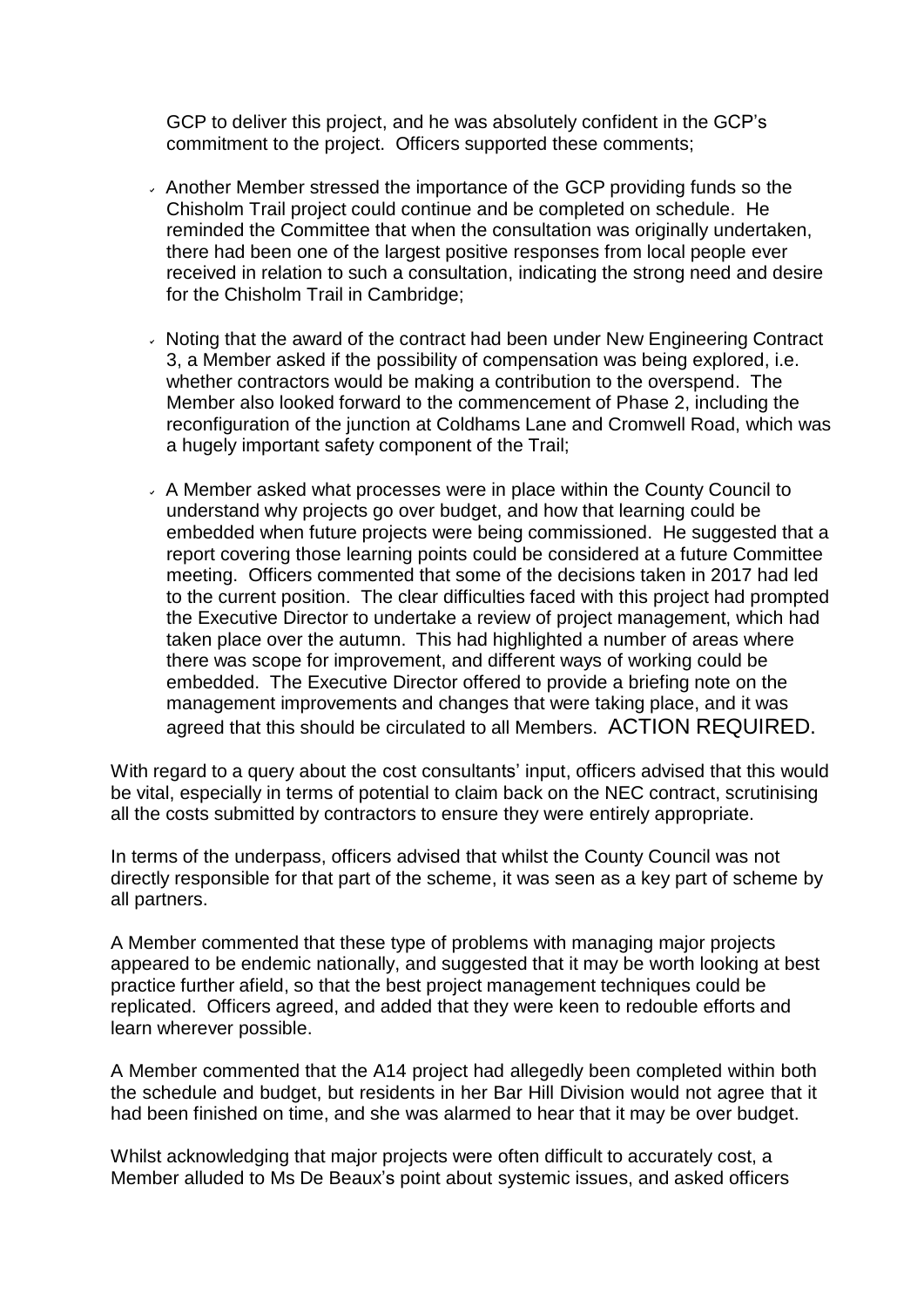GCP to deliver this project, and he was absolutely confident in the GCP's commitment to the project. Officers supported these comments;

- Another Member stressed the importance of the GCP providing funds so the Chisholm Trail project could continue and be completed on schedule. He reminded the Committee that when the consultation was originally undertaken, there had been one of the largest positive responses from local people ever received in relation to such a consultation, indicating the strong need and desire for the Chisholm Trail in Cambridge;

- Noting that the award of the contract had been under New Engineering Contract 3, a Member asked if the possibility of compensation was being explored, i.e. whether contractors would be making a contribution to the overspend. The Member also looked forward to the commencement of Phase 2, including the reconfiguration of the junction at Coldhams Lane and Cromwell Road, which was a hugely important safety component of the Trail;

- A Member asked what processes were in place within the County Council to understand why projects go over budget, and how that learning could be embedded when future projects were being commissioned. He suggested that a report covering those learning points could be considered at a future Committee meeting. Officers commented that some of the decisions taken in 2017 had led to the current position. The clear difficulties faced with this project had prompted the Executive Director to undertake a review of project management, which had taken place over the autumn. This had highlighted a number of areas where there was scope for improvement, and different ways of working could be embedded. The Executive Director offered to provide a briefing note on the management improvements and changes that were taking place, and it was agreed that this should be circulated to all Members. ACTION REQUIRED.

With regard to a query about the cost consultants' input, officers advised that this would be vital, especially in terms of potential to claim back on the NEC contract, scrutinising all the costs submitted by contractors to ensure they were entirely appropriate.

In terms of the underpass, officers advised that whilst the County Council was not directly responsible for that part of the scheme, it was seen as a key part of scheme by all partners.

A Member commented that these type of problems with managing major projects appeared to be endemic nationally, and suggested that it may be worth looking at best practice further afield, so that the best project management techniques could be replicated. Officers agreed, and added that they were keen to redouble efforts and learn wherever possible.

A Member commented that the A14 project had allegedly been completed within both the schedule and budget, but residents in her Bar Hill Division would not agree that it had been finished on time, and she was alarmed to hear that it may be over budget.

Whilst acknowledging that major projects were often difficult to accurately cost, a Member alluded to Ms De Beaux's point about systemic issues, and asked officers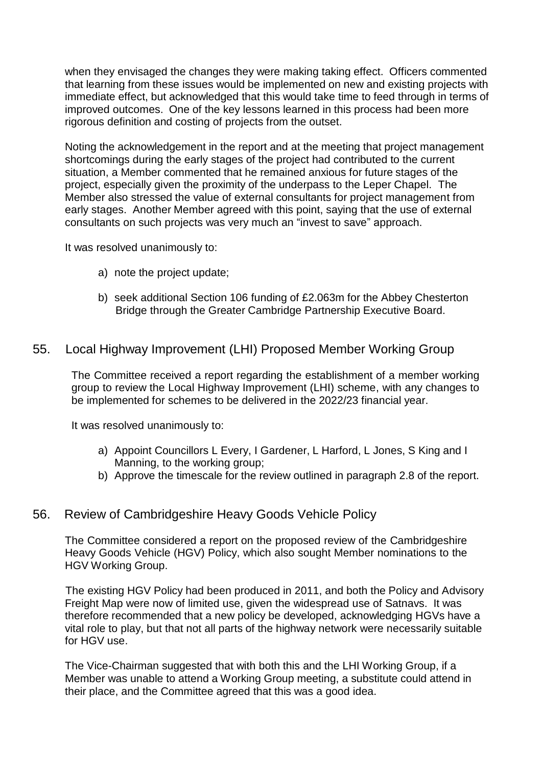when they envisaged the changes they were making taking effect. Officers commented that learning from these issues would be implemented on new and existing projects with immediate effect, but acknowledged that this would take time to feed through in terms of improved outcomes. One of the key lessons learned in this process had been more rigorous definition and costing of projects from the outset.

Noting the acknowledgement in the report and at the meeting that project management shortcomings during the early stages of the project had contributed to the current situation, a Member commented that he remained anxious for future stages of the project, especially given the proximity of the underpass to the Leper Chapel. The Member also stressed the value of external consultants for project management from early stages. Another Member agreed with this point, saying that the use of external consultants on such projects was very much an "invest to save" approach.

It was resolved unanimously to:

a) note the project update;

b) seek additional Section 106 funding of £2.063m for the Abbey Chesterton Bridge through the Greater Cambridge Partnership Executive Board.

## 55. Local Highway Improvement (LHI) Proposed Member Working Group

The Committee received a report regarding the establishment of a member working group to review the Local Highway Improvement (LHI) scheme, with any changes to be implemented for schemes to be delivered in the 2022/23 financial year.

It was resolved unanimously to:

a) Appoint Councillors L Every, I Gardener, L Harford, L Jones, S King and I Manning, to the working group;
b) Approve the timescale for the review outlined in paragraph 2.8 of the report.

## 56. Review of Cambridgeshire Heavy Goods Vehicle Policy

The Committee considered a report on the proposed review of the Cambridgeshire Heavy Goods Vehicle (HGV) Policy, which also sought Member nominations to the HGV Working Group.

The existing HGV Policy had been produced in 2011, and both the Policy and Advisory Freight Map were now of limited use, given the widespread use of Satnavs. It was therefore recommended that a new policy be developed, acknowledging HGVs have a vital role to play, but that not all parts of the highway network were necessarily suitable for HGV use.

The Vice-Chairman suggested that with both this and the LHI Working Group, if a Member was unable to attend a Working Group meeting, a substitute could attend in their place, and the Committee agreed that this was a good idea.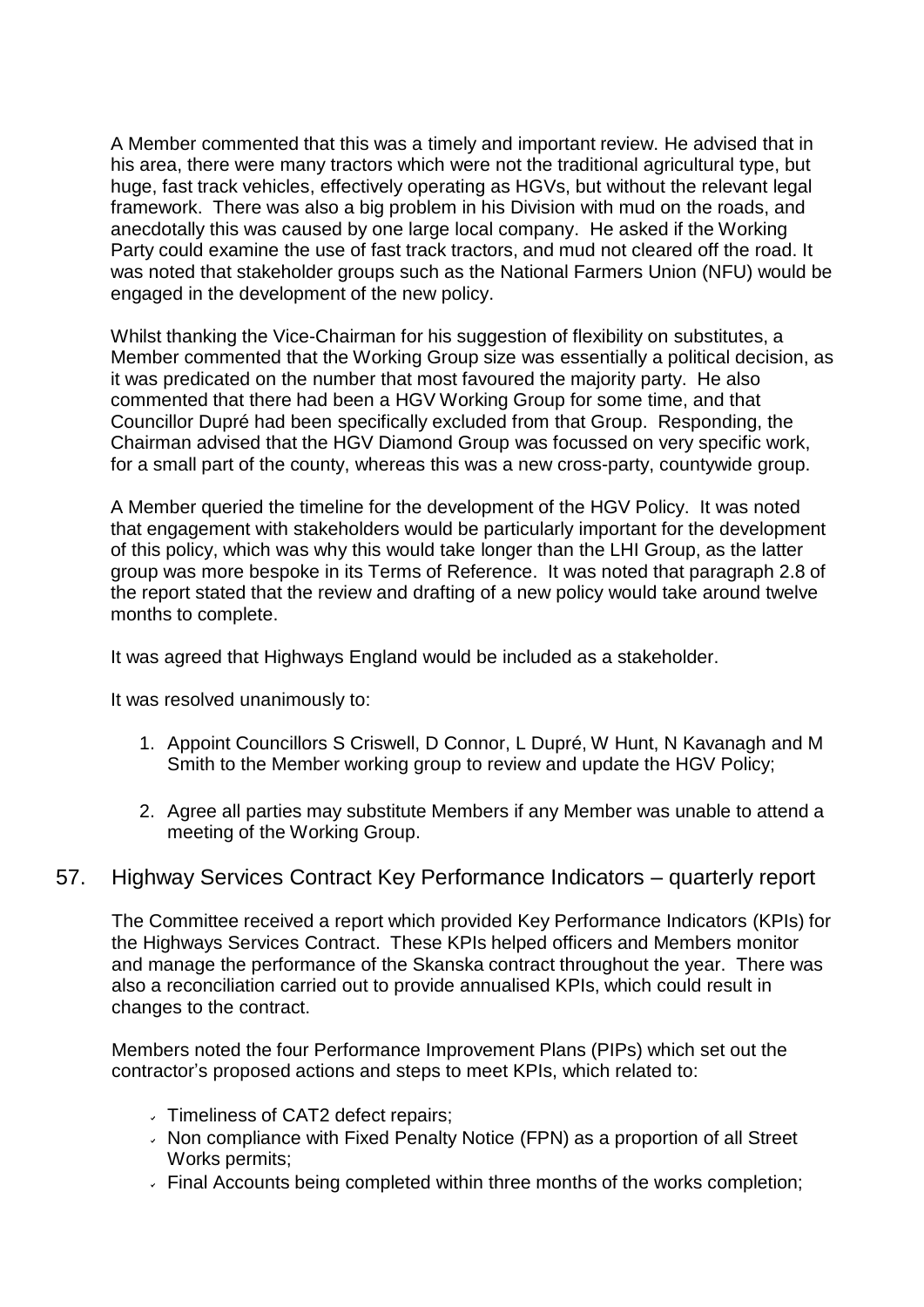A Member commented that this was a timely and important review. He advised that in his area, there were many tractors which were not the traditional agricultural type, but huge, fast track vehicles, effectively operating as HGVs, but without the relevant legal framework. There was also a big problem in his Division with mud on the roads, and anecdotally this was caused by one large local company. He asked if the Working Party could examine the use of fast track tractors, and mud not cleared off the road. It was noted that stakeholder groups such as the National Farmers Union (NFU) would be engaged in the development of the new policy.

Whilst thanking the Vice-Chairman for his suggestion of flexibility on substitutes, a Member commented that the Working Group size was essentially a political decision, as it was predicated on the number that most favoured the majority party. He also commented that there had been a HGV Working Group for some time, and that Councillor Dupré had been specifically excluded from that Group. Responding, the Chairman advised that the HGV Diamond Group was focussed on very specific work, for a small part of the county, whereas this was a new cross-party, countywide group.

A Member queried the timeline for the development of the HGV Policy. It was noted that engagement with stakeholders would be particularly important for the development of this policy, which was why this would take longer than the LHI Group, as the latter group was more bespoke in its Terms of Reference. It was noted that paragraph 2.8 of the report stated that the review and drafting of a new policy would take around twelve months to complete.

It was agreed that Highways England would be included as a stakeholder.

It was resolved unanimously to:

1. Appoint Councillors S Criswell, D Connor, L Dupré, W Hunt, N Kavanagh and M Smith to the Member working group to review and update the HGV Policy;

2. Agree all parties may substitute Members if any Member was unable to attend a meeting of the Working Group.

## 57. Highway Services Contract Key Performance Indicators – quarterly report

The Committee received a report which provided Key Performance Indicators (KPIs) for the Highways Services Contract. These KPIs helped officers and Members monitor and manage the performance of the Skanska contract throughout the year. There was also a reconciliation carried out to provide annualised KPIs, which could result in changes to the contract.

Members noted the four Performance Improvement Plans (PIPs) which set out the contractor's proposed actions and steps to meet KPIs, which related to:

- Timeliness of CAT2 defect repairs;
- Non compliance with Fixed Penalty Notice (FPN) as a proportion of all Street Works permits;
- Final Accounts being completed within three months of the works completion;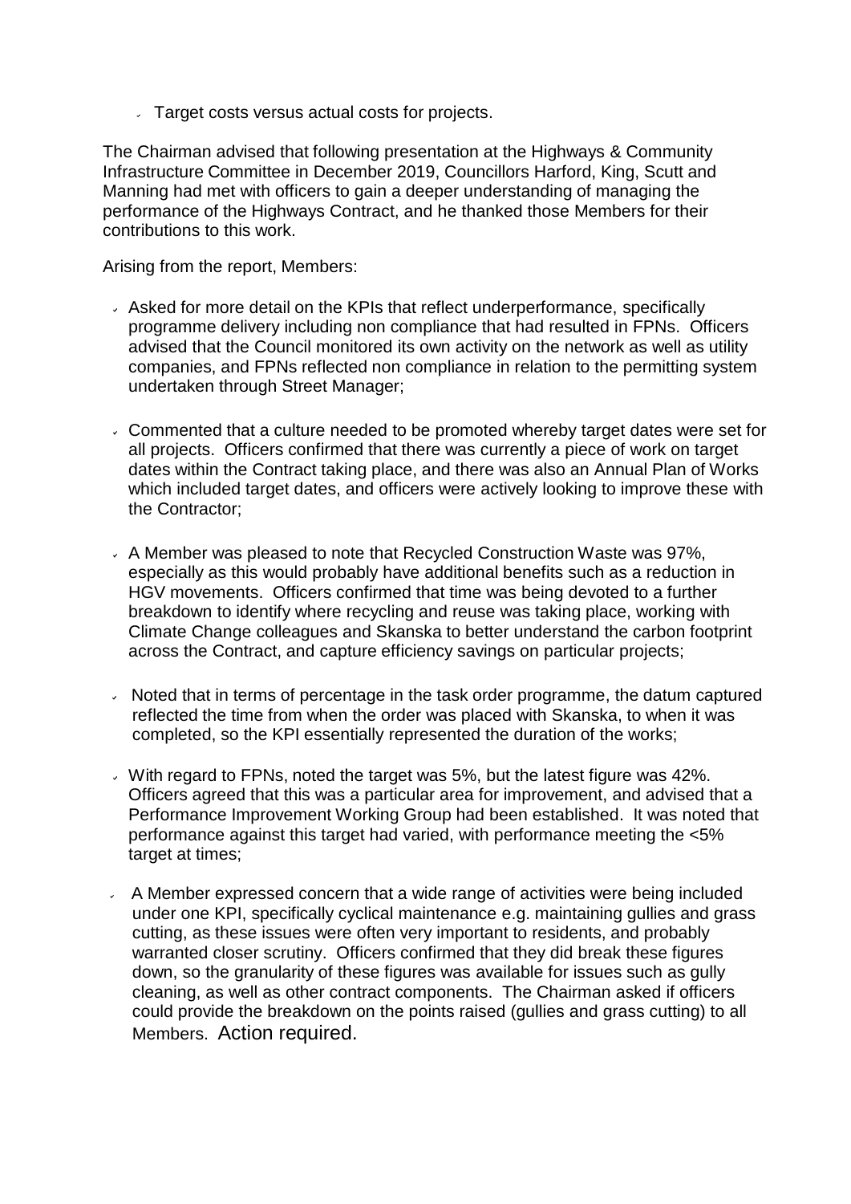- Target costs versus actual costs for projects.

The Chairman advised that following presentation at the Highways & Community Infrastructure Committee in December 2019, Councillors Harford, King, Scutt and Manning had met with officers to gain a deeper understanding of managing the performance of the Highways Contract, and he thanked those Members for their contributions to this work.

Arising from the report, Members:

- Asked for more detail on the KPIs that reflect underperformance, specifically programme delivery including non compliance that had resulted in FPNs. Officers advised that the Council monitored its own activity on the network as well as utility companies, and FPNs reflected non compliance in relation to the permitting system undertaken through Street Manager;

- Commented that a culture needed to be promoted whereby target dates were set for all projects. Officers confirmed that there was currently a piece of work on target dates within the Contract taking place, and there was also an Annual Plan of Works which included target dates, and officers were actively looking to improve these with the Contractor;

- A Member was pleased to note that Recycled Construction Waste was 97%, especially as this would probably have additional benefits such as a reduction in HGV movements. Officers confirmed that time was being devoted to a further breakdown to identify where recycling and reuse was taking place, working with Climate Change colleagues and Skanska to better understand the carbon footprint across the Contract, and capture efficiency savings on particular projects;

- Noted that in terms of percentage in the task order programme, the datum captured reflected the time from when the order was placed with Skanska, to when it was completed, so the KPI essentially represented the duration of the works;

- With regard to FPNs, noted the target was 5%, but the latest figure was 42%. Officers agreed that this was a particular area for improvement, and advised that a Performance Improvement Working Group had been established. It was noted that performance against this target had varied, with performance meeting the <5% target at times;

- A Member expressed concern that a wide range of activities were being included under one KPI, specifically cyclical maintenance e.g. maintaining gullies and grass cutting, as these issues were often very important to residents, and probably warranted closer scrutiny. Officers confirmed that they did break these figures down, so the granularity of these figures was available for issues such as gully cleaning, as well as other contract components. The Chairman asked if officers could provide the breakdown on the points raised (gullies and grass cutting) to all Members. Action required.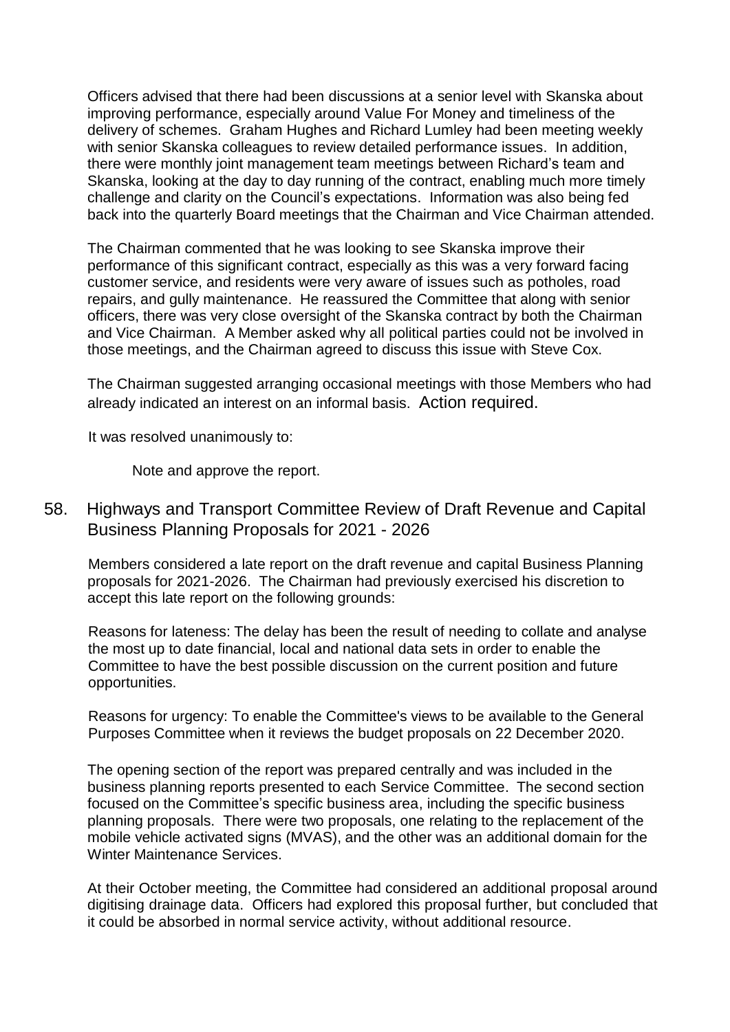Officers advised that there had been discussions at a senior level with Skanska about improving performance, especially around Value For Money and timeliness of the delivery of schemes. Graham Hughes and Richard Lumley had been meeting weekly with senior Skanska colleagues to review detailed performance issues. In addition, there were monthly joint management team meetings between Richard's team and Skanska, looking at the day to day running of the contract, enabling much more timely challenge and clarity on the Council's expectations. Information was also being fed back into the quarterly Board meetings that the Chairman and Vice Chairman attended.

The Chairman commented that he was looking to see Skanska improve their performance of this significant contract, especially as this was a very forward facing customer service, and residents were very aware of issues such as potholes, road repairs, and gully maintenance. He reassured the Committee that along with senior officers, there was very close oversight of the Skanska contract by both the Chairman and Vice Chairman. A Member asked why all political parties could not be involved in those meetings, and the Chairman agreed to discuss this issue with Steve Cox.

The Chairman suggested arranging occasional meetings with those Members who had already indicated an interest on an informal basis. Action required.

It was resolved unanimously to:

Note and approve the report.

## 58. Highways and Transport Committee Review of Draft Revenue and Capital Business Planning Proposals for 2021 - 2026

Members considered a late report on the draft revenue and capital Business Planning proposals for 2021-2026. The Chairman had previously exercised his discretion to accept this late report on the following grounds:

Reasons for lateness: The delay has been the result of needing to collate and analyse the most up to date financial, local and national data sets in order to enable the Committee to have the best possible discussion on the current position and future opportunities.

Reasons for urgency: To enable the Committee's views to be available to the General Purposes Committee when it reviews the budget proposals on 22 December 2020.

The opening section of the report was prepared centrally and was included in the business planning reports presented to each Service Committee. The second section focused on the Committee's specific business area, including the specific business planning proposals. There were two proposals, one relating to the replacement of the mobile vehicle activated signs (MVAS), and the other was an additional domain for the Winter Maintenance Services.

At their October meeting, the Committee had considered an additional proposal around digitising drainage data. Officers had explored this proposal further, but concluded that it could be absorbed in normal service activity, without additional resource.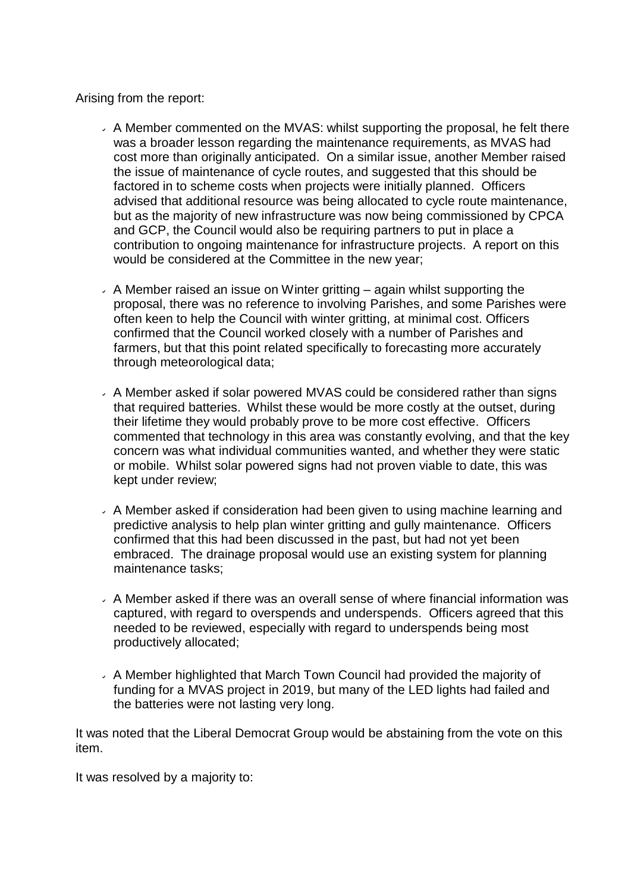Arising from the report:

- A Member commented on the MVAS: whilst supporting the proposal, he felt there was a broader lesson regarding the maintenance requirements, as MVAS had cost more than originally anticipated. On a similar issue, another Member raised the issue of maintenance of cycle routes, and suggested that this should be factored in to scheme costs when projects were initially planned. Officers advised that additional resource was being allocated to cycle route maintenance, but as the majority of new infrastructure was now being commissioned by CPCA and GCP, the Council would also be requiring partners to put in place a contribution to ongoing maintenance for infrastructure projects. A report on this would be considered at the Committee in the new year;

- A Member raised an issue on Winter gritting – again whilst supporting the proposal, there was no reference to involving Parishes, and some Parishes were often keen to help the Council with winter gritting, at minimal cost. Officers confirmed that the Council worked closely with a number of Parishes and farmers, but that this point related specifically to forecasting more accurately through meteorological data;

- A Member asked if solar powered MVAS could be considered rather than signs that required batteries. Whilst these would be more costly at the outset, during their lifetime they would probably prove to be more cost effective. Officers commented that technology in this area was constantly evolving, and that the key concern was what individual communities wanted, and whether they were static or mobile. Whilst solar powered signs had not proven viable to date, this was kept under review;

- A Member asked if consideration had been given to using machine learning and predictive analysis to help plan winter gritting and gully maintenance. Officers confirmed that this had been discussed in the past, but had not yet been embraced. The drainage proposal would use an existing system for planning maintenance tasks;

- A Member asked if there was an overall sense of where financial information was captured, with regard to overspends and underspends. Officers agreed that this needed to be reviewed, especially with regard to underspends being most productively allocated;

- A Member highlighted that March Town Council had provided the majority of funding for a MVAS project in 2019, but many of the LED lights had failed and the batteries were not lasting very long.

It was noted that the Liberal Democrat Group would be abstaining from the vote on this item.

It was resolved by a majority to: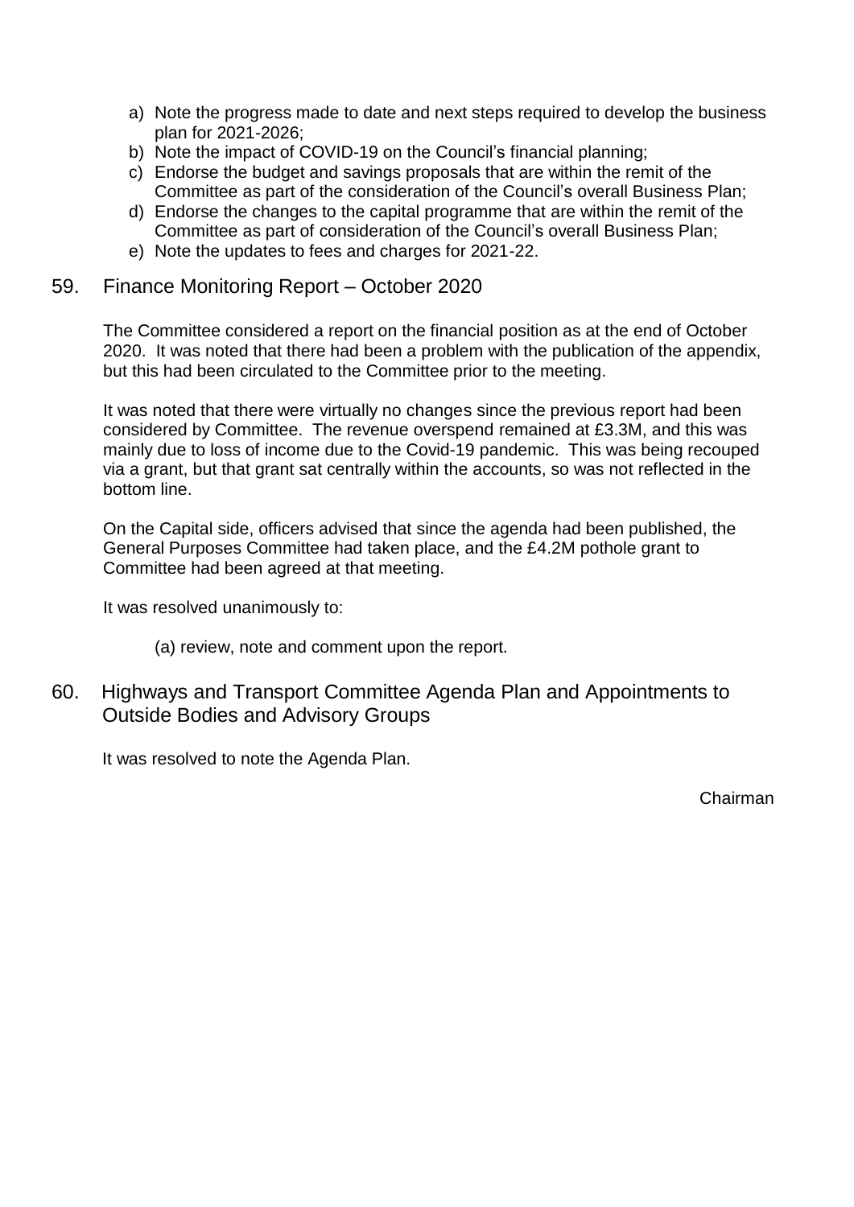a) Note the progress made to date and next steps required to develop the business plan for 2021-2026;
b) Note the impact of COVID-19 on the Council's financial planning;
c) Endorse the budget and savings proposals that are within the remit of the Committee as part of the consideration of the Council's overall Business Plan;
d) Endorse the changes to the capital programme that are within the remit of the Committee as part of consideration of the Council's overall Business Plan;
e) Note the updates to fees and charges for 2021-22.

## 59. Finance Monitoring Report – October 2020

The Committee considered a report on the financial position as at the end of October 2020. It was noted that there had been a problem with the publication of the appendix, but this had been circulated to the Committee prior to the meeting.

It was noted that there were virtually no changes since the previous report had been considered by Committee. The revenue overspend remained at £3.3M, and this was mainly due to loss of income due to the Covid-19 pandemic. This was being recouped via a grant, but that grant sat centrally within the accounts, so was not reflected in the bottom line.

On the Capital side, officers advised that since the agenda had been published, the General Purposes Committee had taken place, and the £4.2M pothole grant to Committee had been agreed at that meeting.

It was resolved unanimously to:

(a) review, note and comment upon the report.

## 60. Highways and Transport Committee Agenda Plan and Appointments to Outside Bodies and Advisory Groups

It was resolved to note the Agenda Plan.

Chairman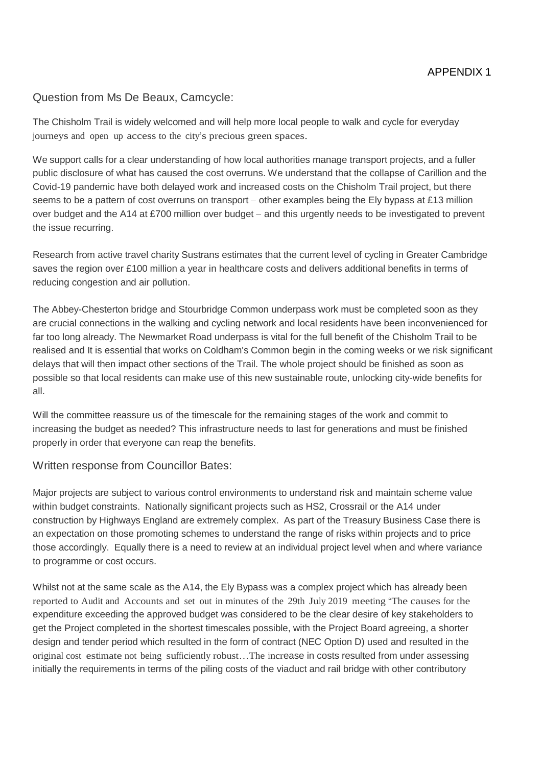APPENDIX 1

## Question from Ms De Beaux, Camcycle:

The Chisholm Trail is widely welcomed and will help more local people to walk and cycle for everyday journeys and open up access to the city's precious green spaces.

We support calls for a clear understanding of how local authorities manage transport projects, and a fuller public disclosure of what has caused the cost overruns. We understand that the collapse of Carillion and the Covid-19 pandemic have both delayed work and increased costs on the Chisholm Trail project, but there seems to be a pattern of cost overruns on transport – other examples being the Ely bypass at £13 million over budget and the A14 at £700 million over budget – and this urgently needs to be investigated to prevent the issue recurring.

Research from active travel charity Sustrans estimates that the current level of cycling in Greater Cambridge saves the region over £100 million a year in healthcare costs and delivers additional benefits in terms of reducing congestion and air pollution.

The Abbey-Chesterton bridge and Stourbridge Common underpass work must be completed soon as they are crucial connections in the walking and cycling network and local residents have been inconvenienced for far too long already. The Newmarket Road underpass is vital for the full benefit of the Chisholm Trail to be realised and It is essential that works on Coldham's Common begin in the coming weeks or we risk significant delays that will then impact other sections of the Trail. The whole project should be finished as soon as possible so that local residents can make use of this new sustainable route, unlocking city-wide benefits for all.

Will the committee reassure us of the timescale for the remaining stages of the work and commit to increasing the budget as needed? This infrastructure needs to last for generations and must be finished properly in order that everyone can reap the benefits.

## Written response from Councillor Bates:

Major projects are subject to various control environments to understand risk and maintain scheme value within budget constraints. Nationally significant projects such as HS2, Crossrail or the A14 under construction by Highways England are extremely complex. As part of the Treasury Business Case there is an expectation on those promoting schemes to understand the range of risks within projects and to price those accordingly. Equally there is a need to review at an individual project level when and where variance to programme or cost occurs.

Whilst not at the same scale as the A14, the Ely Bypass was a complex project which has already been reported to Audit and Accounts and set out in minutes of the 29th July 2019 meeting "The causes for the expenditure exceeding the approved budget was considered to be the clear desire of key stakeholders to get the Project completed in the shortest timescales possible, with the Project Board agreeing, a shorter design and tender period which resulted in the form of contract (NEC Option D) used and resulted in the original cost estimate not being sufficiently robust…The increase in costs resulted from under assessing initially the requirements in terms of the piling costs of the viaduct and rail bridge with other contributory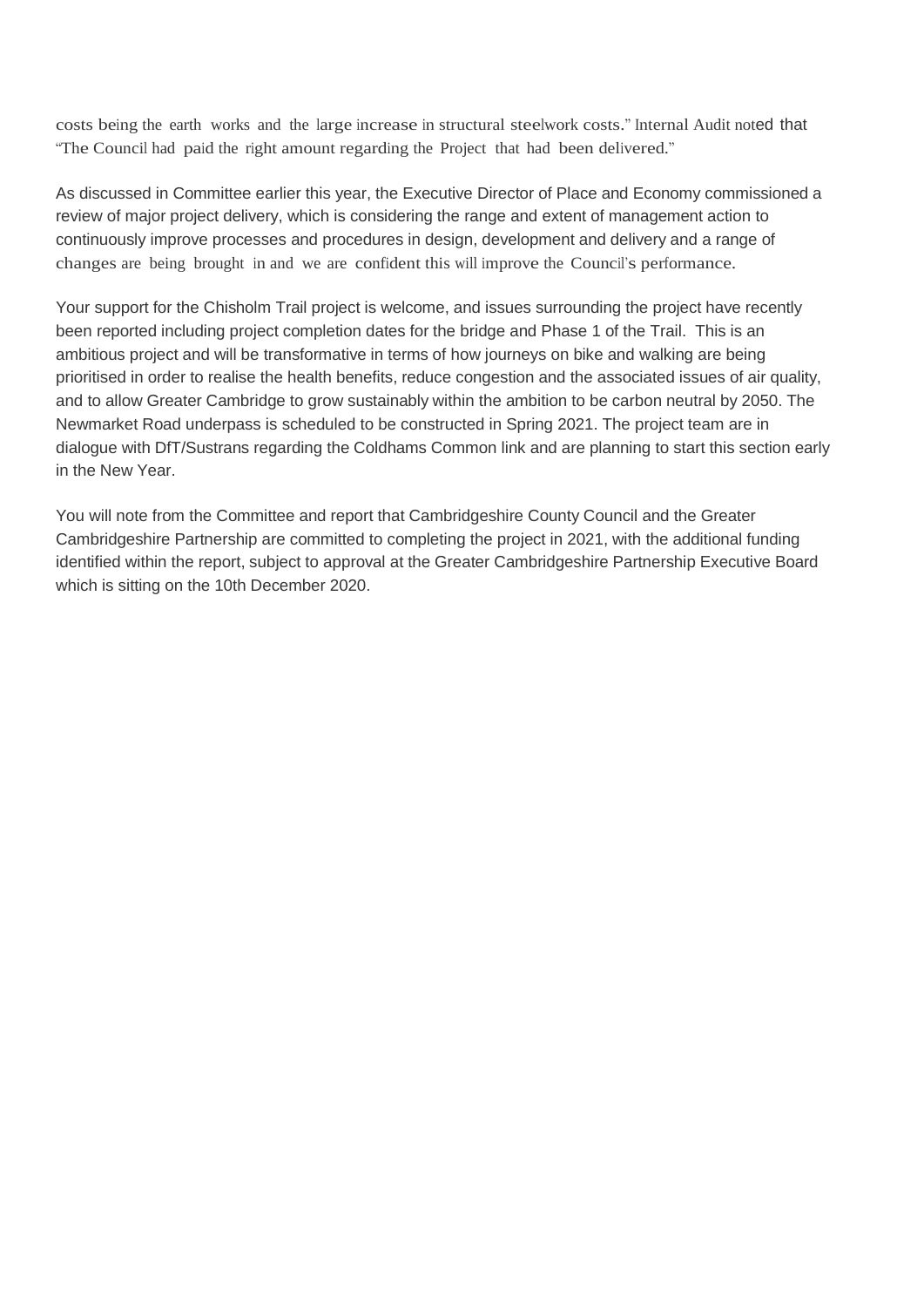costs being the earth works and the large increase in structural steelwork costs." Internal Audit noted that "The Council had paid the right amount regarding the Project that had been delivered."

As discussed in Committee earlier this year, the Executive Director of Place and Economy commissioned a review of major project delivery, which is considering the range and extent of management action to continuously improve processes and procedures in design, development and delivery and a range of changes are being brought in and we are confident this will improve the Council's performance.

Your support for the Chisholm Trail project is welcome, and issues surrounding the project have recently been reported including project completion dates for the bridge and Phase 1 of the Trail. This is an ambitious project and will be transformative in terms of how journeys on bike and walking are being prioritised in order to realise the health benefits, reduce congestion and the associated issues of air quality, and to allow Greater Cambridge to grow sustainably within the ambition to be carbon neutral by 2050. The Newmarket Road underpass is scheduled to be constructed in Spring 2021. The project team are in dialogue with DfT/Sustrans regarding the Coldhams Common link and are planning to start this section early in the New Year.

You will note from the Committee and report that Cambridgeshire County Council and the Greater Cambridgeshire Partnership are committed to completing the project in 2021, with the additional funding identified within the report, subject to approval at the Greater Cambridgeshire Partnership Executive Board which is sitting on the 10th December 2020.